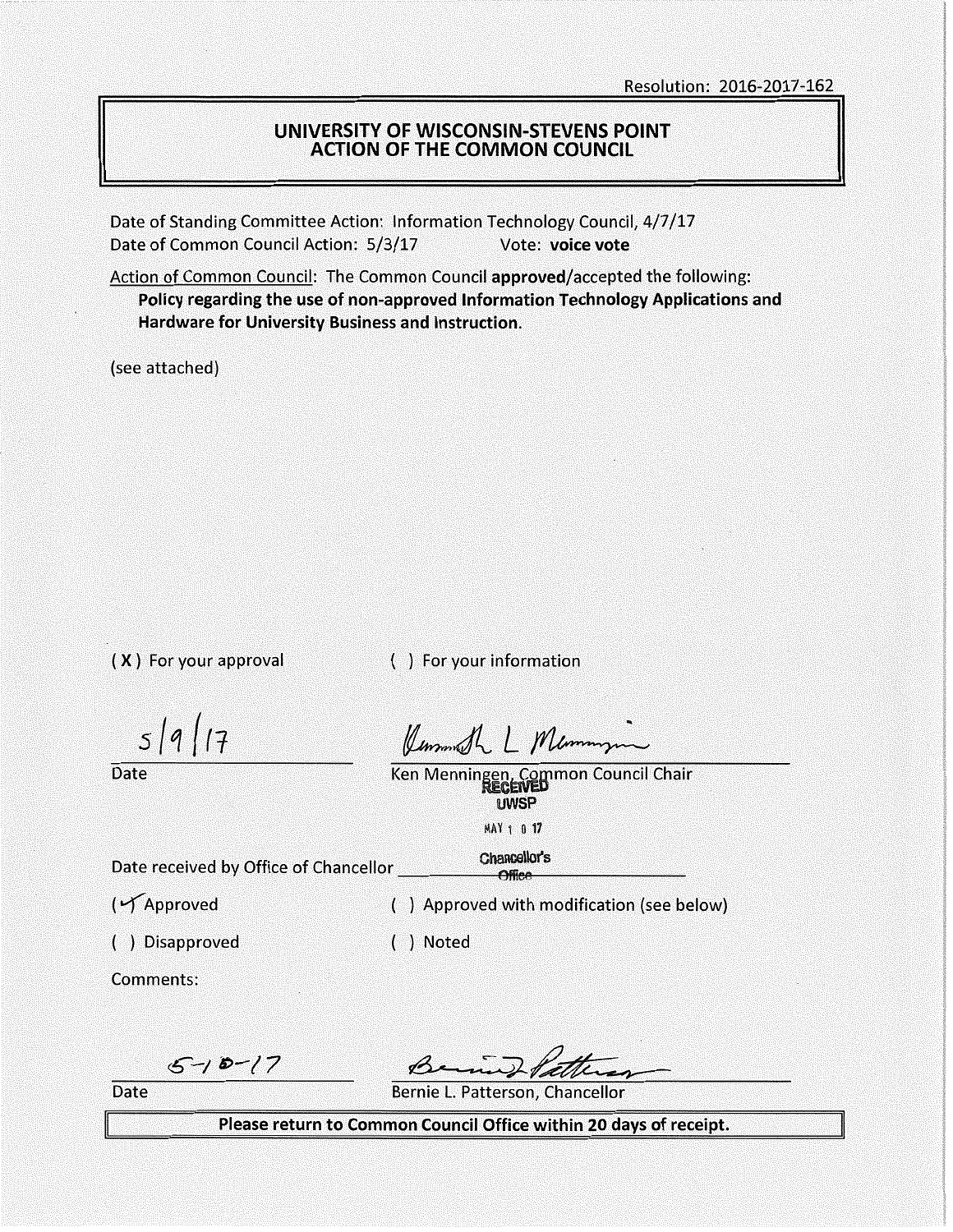Resolution: 2016-2017-162

# UNIVERSITY OF WISCONSIN-STEVENS POINT
## ACTION OF THE COMMON COUNCIL

Date of Standing Committee Action: Information Technology Council, 4/7/17
Date of Common Council Action: 5/3/17 Vote: **voice vote**

Action of Common Council: The Common Council **approved**/accepted the following:
**Policy regarding the use of non-approved Information Technology Applications and Hardware for University Business and Instruction.**

(see attached)

( X ) For your approval ( ) For your information

5/9/17
Date

Ken Menningen, Common Council Chair

RECEIVED
UWSP
MAY 1 0 17
Chancellor's Office

Date received by Office of Chancellor ____________

(✓) Approved ( ) Approved with modification (see below)

( ) Disapproved ( ) Noted

Comments:

5-10-17
Date

Bernie L. Patterson, Chancellor

**Please return to Common Council Office within 20 days of receipt.**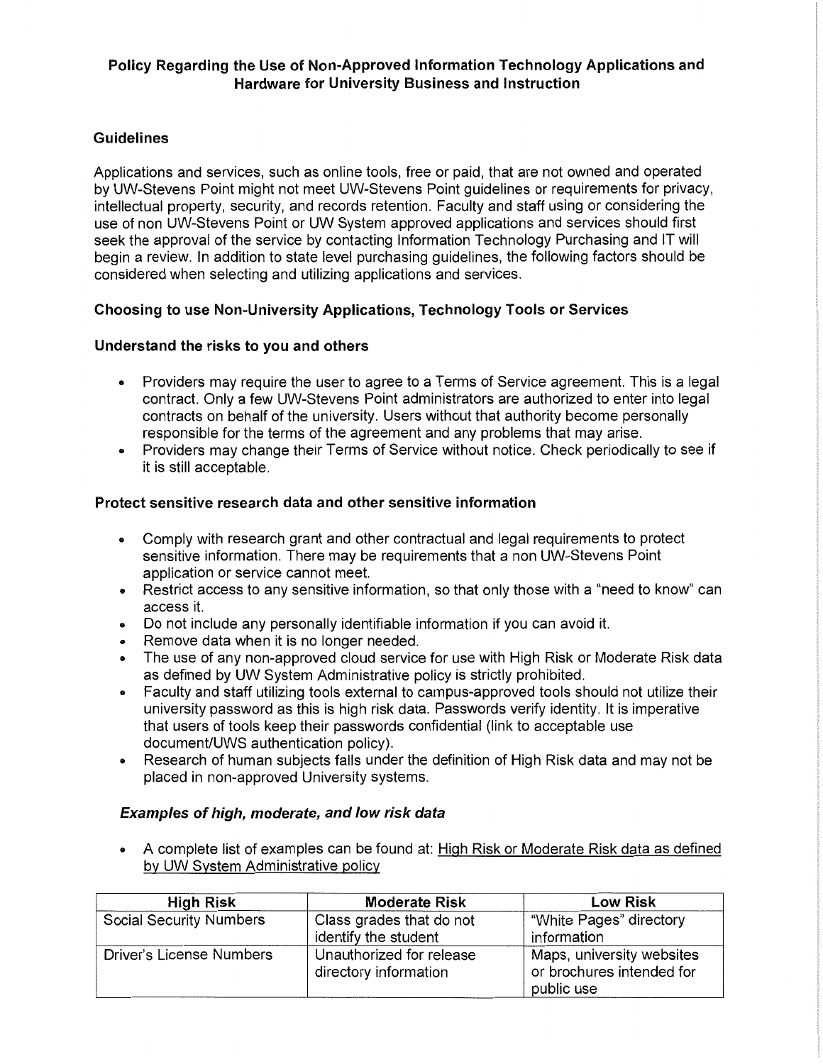## Policy Regarding the Use of Non-Approved Information Technology Applications and Hardware for University Business and Instruction

### Guidelines

Applications and services, such as online tools, free or paid, that are not owned and operated by UW-Stevens Point might not meet UW-Stevens Point guidelines or requirements for privacy, intellectual property, security, and records retention. Faculty and staff using or considering the use of non UW-Stevens Point or UW System approved applications and services should first seek the approval of the service by contacting Information Technology Purchasing and IT will begin a review. In addition to state level purchasing guidelines, the following factors should be considered when selecting and utilizing applications and services.

### Choosing to use Non-University Applications, Technology Tools or Services

### Understand the risks to you and others

- Providers may require the user to agree to a Terms of Service agreement. This is a legal contract. Only a few UW-Stevens Point administrators are authorized to enter into legal contracts on behalf of the university. Users without that authority become personally responsible for the terms of the agreement and any problems that may arise.
- Providers may change their Terms of Service without notice. Check periodically to see if it is still acceptable.

### Protect sensitive research data and other sensitive information

- Comply with research grant and other contractual and legal requirements to protect sensitive information. There may be requirements that a non UW-Stevens Point application or service cannot meet.
- Restrict access to any sensitive information, so that only those with a "need to know" can access it.
- Do not include any personally identifiable information if you can avoid it.
- Remove data when it is no longer needed.
- The use of any non-approved cloud service for use with High Risk or Moderate Risk data as defined by UW System Administrative policy is strictly prohibited.
- Faculty and staff utilizing tools external to campus-approved tools should not utilize their university password as this is high risk data. Passwords verify identity. It is imperative that users of tools keep their passwords confidential (link to acceptable use document/UWS authentication policy).
- Research of human subjects falls under the definition of High Risk data and may not be placed in non-approved University systems.

#### *Examples of high, moderate, and low risk data*

- A complete list of examples can be found at: High Risk or Moderate Risk data as defined by UW System Administrative policy

| High Risk | Moderate Risk | Low Risk |
|---|---|---|
| Social Security Numbers | Class grades that do not identify the student | "White Pages" directory information |
| Driver's License Numbers | Unauthorized for release directory information | Maps, university websites or brochures intended for public use |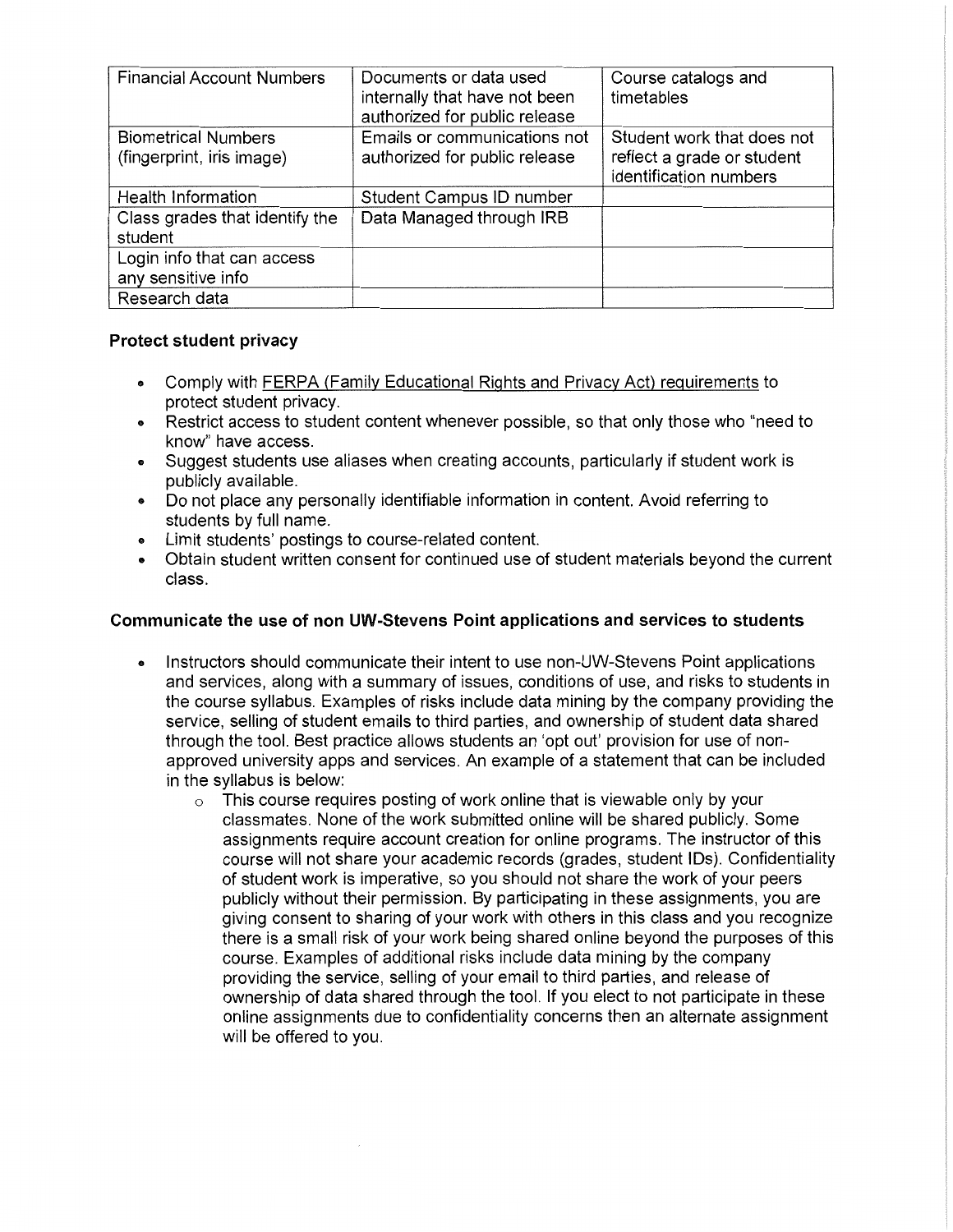| Financial Account Numbers | Documents or data used internally that have not been authorized for public release | Course catalogs and timetables |
|---|---|---|
| Biometrical Numbers (fingerprint, iris image) | Emails or communications not authorized for public release | Student work that does not reflect a grade or student identification numbers |
| Health Information | Student Campus ID number | |
| Class grades that identify the student | Data Managed through IRB | |
| Login info that can access any sensitive info | | |
| Research data | | |

**Protect student privacy**

- Comply with FERPA (Family Educational Rights and Privacy Act) requirements to protect student privacy.
- Restrict access to student content whenever possible, so that only those who "need to know" have access.
- Suggest students use aliases when creating accounts, particularly if student work is publicly available.
- Do not place any personally identifiable information in content. Avoid referring to students by full name.
- Limit students' postings to course-related content.
- Obtain student written consent for continued use of student materials beyond the current class.

**Communicate the use of non UW-Stevens Point applications and services to students**

- Instructors should communicate their intent to use non-UW-Stevens Point applications and services, along with a summary of issues, conditions of use, and risks to students in the course syllabus. Examples of risks include data mining by the company providing the service, selling of student emails to third parties, and ownership of student data shared through the tool. Best practice allows students an 'opt out' provision for use of non-approved university apps and services. An example of a statement that can be included in the syllabus is below:
  - This course requires posting of work online that is viewable only by your classmates. None of the work submitted online will be shared publicly. Some assignments require account creation for online programs. The instructor of this course will not share your academic records (grades, student IDs). Confidentiality of student work is imperative, so you should not share the work of your peers publicly without their permission. By participating in these assignments, you are giving consent to sharing of your work with others in this class and you recognize there is a small risk of your work being shared online beyond the purposes of this course. Examples of additional risks include data mining by the company providing the service, selling of your email to third parties, and release of ownership of data shared through the tool. If you elect to not participate in these online assignments due to confidentiality concerns then an alternate assignment will be offered to you.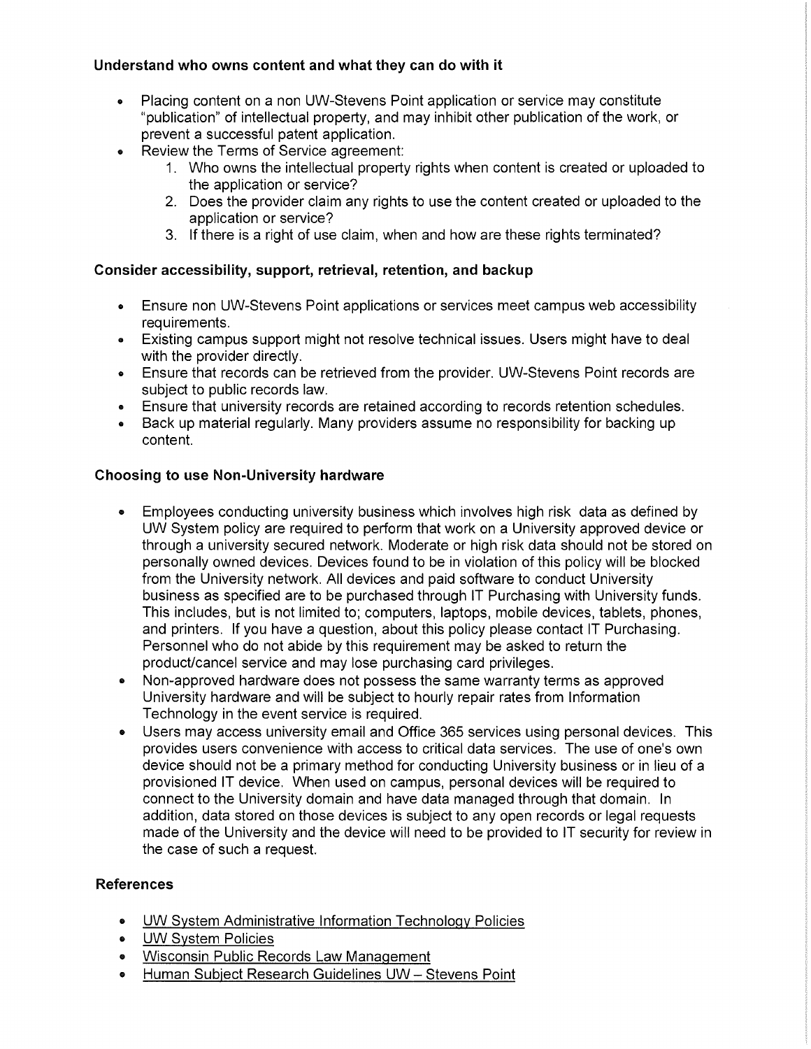### Understand who owns content and what they can do with it

- Placing content on a non UW-Stevens Point application or service may constitute "publication" of intellectual property, and may inhibit other publication of the work, or prevent a successful patent application.
- Review the Terms of Service agreement:
  1. Who owns the intellectual property rights when content is created or uploaded to the application or service?
  2. Does the provider claim any rights to use the content created or uploaded to the application or service?
  3. If there is a right of use claim, when and how are these rights terminated?

### Consider accessibility, support, retrieval, retention, and backup

- Ensure non UW-Stevens Point applications or services meet campus web accessibility requirements.
- Existing campus support might not resolve technical issues. Users might have to deal with the provider directly.
- Ensure that records can be retrieved from the provider. UW-Stevens Point records are subject to public records law.
- Ensure that university records are retained according to records retention schedules.
- Back up material regularly. Many providers assume no responsibility for backing up content.

### Choosing to use Non-University hardware

- Employees conducting university business which involves high risk data as defined by UW System policy are required to perform that work on a University approved device or through a university secured network. Moderate or high risk data should not be stored on personally owned devices. Devices found to be in violation of this policy will be blocked from the University network. All devices and paid software to conduct University business as specified are to be purchased through IT Purchasing with University funds. This includes, but is not limited to; computers, laptops, mobile devices, tablets, phones, and printers. If you have a question, about this policy please contact IT Purchasing. Personnel who do not abide by this requirement may be asked to return the product/cancel service and may lose purchasing card privileges.
- Non-approved hardware does not possess the same warranty terms as approved University hardware and will be subject to hourly repair rates from Information Technology in the event service is required.
- Users may access university email and Office 365 services using personal devices. This provides users convenience with access to critical data services. The use of one's own device should not be a primary method for conducting University business or in lieu of a provisioned IT device. When used on campus, personal devices will be required to connect to the University domain and have data managed through that domain. In addition, data stored on those devices is subject to any open records or legal requests made of the University and the device will need to be provided to IT security for review in the case of such a request.

### References

- UW System Administrative Information Technology Policies
- UW System Policies
- Wisconsin Public Records Law Management
- Human Subject Research Guidelines UW – Stevens Point